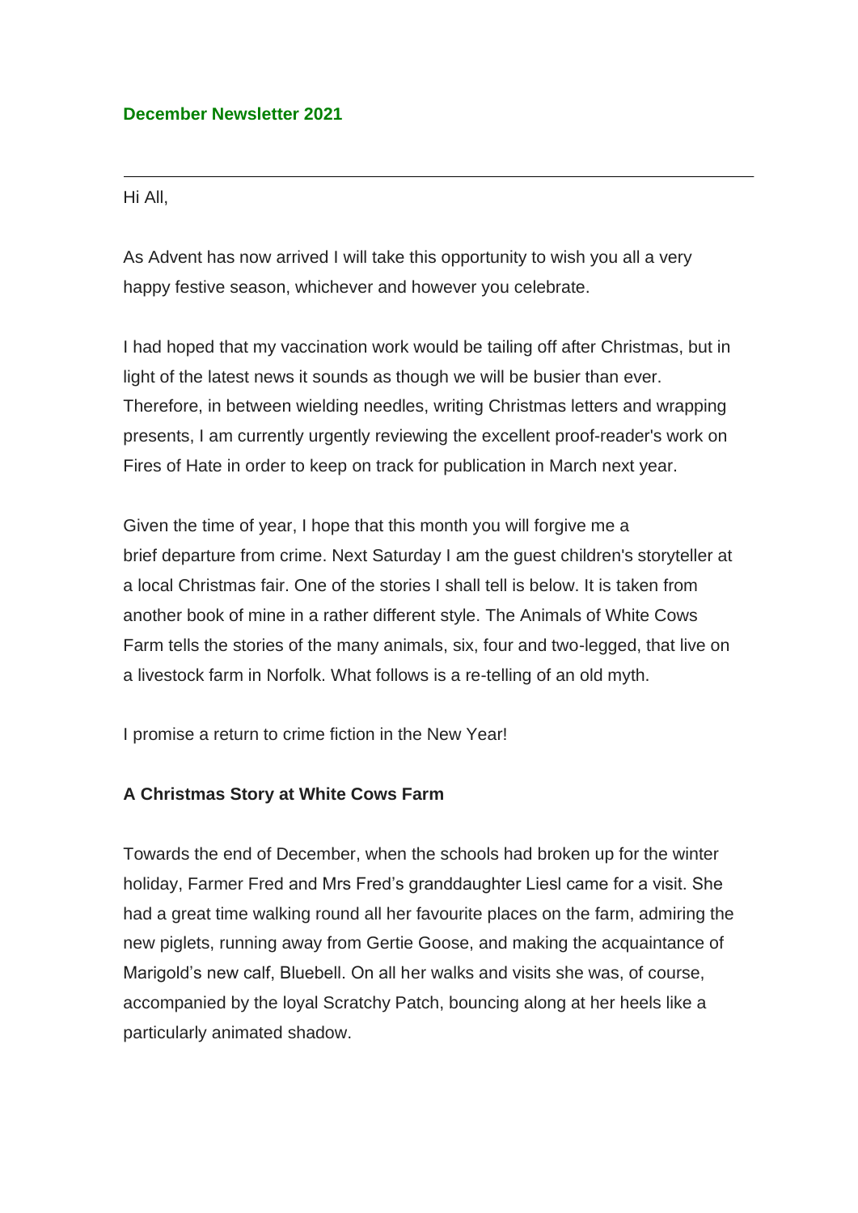## December Newsletter 2021

---

Hi All,

As Advent has now arrived I will take this opportunity to wish you all a very happy festive season, whichever and however you celebrate.

I had hoped that my vaccination work would be tailing off after Christmas, but in light of the latest news it sounds as though we will be busier than ever. Therefore, in between wielding needles, writing Christmas letters and wrapping presents, I am currently urgently reviewing the excellent proof-reader's work on Fires of Hate in order to keep on track for publication in March next year.

Given the time of year, I hope that this month you will forgive me a brief departure from crime. Next Saturday I am the guest children's storyteller at a local Christmas fair. One of the stories I shall tell is below. It is taken from another book of mine in a rather different style. The Animals of White Cows Farm tells the stories of the many animals, six, four and two-legged, that live on a livestock farm in Norfolk. What follows is a re-telling of an old myth.

I promise a return to crime fiction in the New Year!

### A Christmas Story at White Cows Farm

Towards the end of December, when the schools had broken up for the winter holiday, Farmer Fred and Mrs Fred's granddaughter Liesl came for a visit. She had a great time walking round all her favourite places on the farm, admiring the new piglets, running away from Gertie Goose, and making the acquaintance of Marigold's new calf, Bluebell. On all her walks and visits she was, of course, accompanied by the loyal Scratchy Patch, bouncing along at her heels like a particularly animated shadow.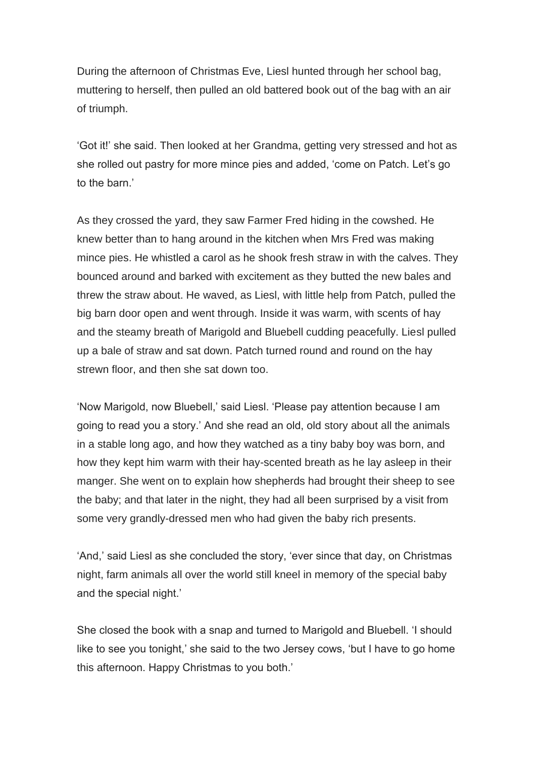During the afternoon of Christmas Eve, Liesl hunted through her school bag, muttering to herself, then pulled an old battered book out of the bag with an air of triumph.

'Got it!' she said. Then looked at her Grandma, getting very stressed and hot as she rolled out pastry for more mince pies and added, 'come on Patch. Let's go to the barn.'

As they crossed the yard, they saw Farmer Fred hiding in the cowshed. He knew better than to hang around in the kitchen when Mrs Fred was making mince pies. He whistled a carol as he shook fresh straw in with the calves. They bounced around and barked with excitement as they butted the new bales and threw the straw about. He waved, as Liesl, with little help from Patch, pulled the big barn door open and went through. Inside it was warm, with scents of hay and the steamy breath of Marigold and Bluebell cudding peacefully. Liesl pulled up a bale of straw and sat down. Patch turned round and round on the hay strewn floor, and then she sat down too.

'Now Marigold, now Bluebell,' said Liesl. 'Please pay attention because I am going to read you a story.' And she read an old, old story about all the animals in a stable long ago, and how they watched as a tiny baby boy was born, and how they kept him warm with their hay-scented breath as he lay asleep in their manger. She went on to explain how shepherds had brought their sheep to see the baby; and that later in the night, they had all been surprised by a visit from some very grandly-dressed men who had given the baby rich presents.

'And,' said Liesl as she concluded the story, 'ever since that day, on Christmas night, farm animals all over the world still kneel in memory of the special baby and the special night.'

She closed the book with a snap and turned to Marigold and Bluebell. 'I should like to see you tonight,' she said to the two Jersey cows, 'but I have to go home this afternoon. Happy Christmas to you both.'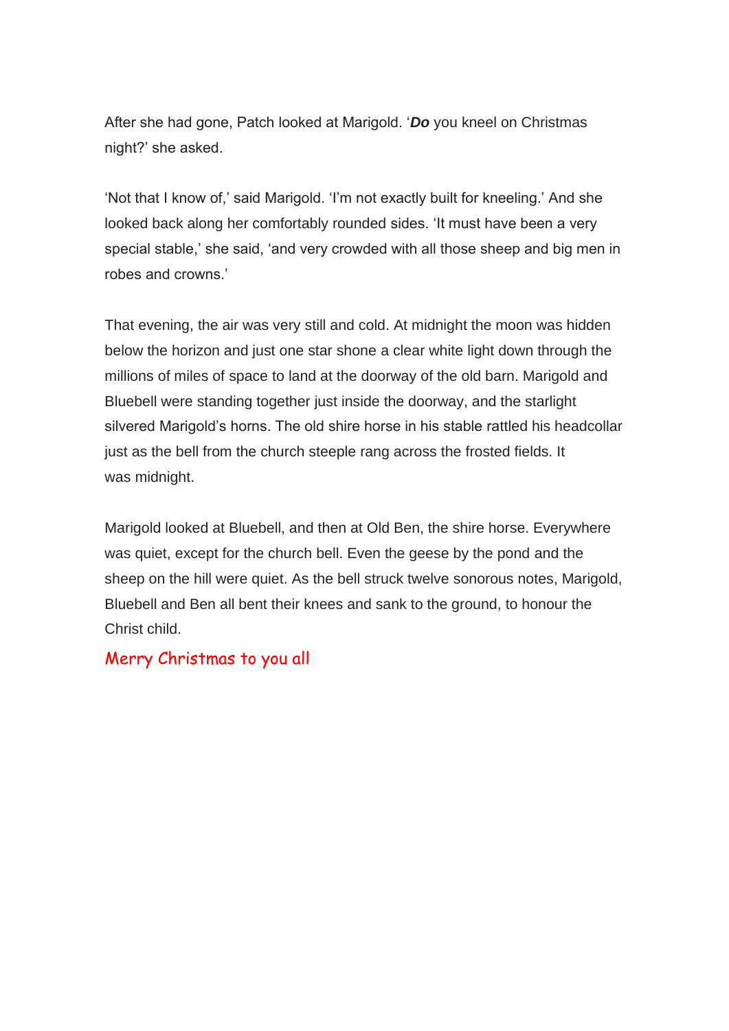After she had gone, Patch looked at Marigold. '***Do*** you kneel on Christmas night?' she asked.

'Not that I know of,' said Marigold. 'I'm not exactly built for kneeling.' And she looked back along her comfortably rounded sides. 'It must have been a very special stable,' she said, 'and very crowded with all those sheep and big men in robes and crowns.'

That evening, the air was very still and cold. At midnight the moon was hidden below the horizon and just one star shone a clear white light down through the millions of miles of space to land at the doorway of the old barn. Marigold and Bluebell were standing together just inside the doorway, and the starlight silvered Marigold's horns. The old shire horse in his stable rattled his headcollar just as the bell from the church steeple rang across the frosted fields. It was midnight.

Marigold looked at Bluebell, and then at Old Ben, the shire horse. Everywhere was quiet, except for the church bell. Even the geese by the pond and the sheep on the hill were quiet. As the bell struck twelve sonorous notes, Marigold, Bluebell and Ben all bent their knees and sank to the ground, to honour the Christ child.

Merry Christmas to you all